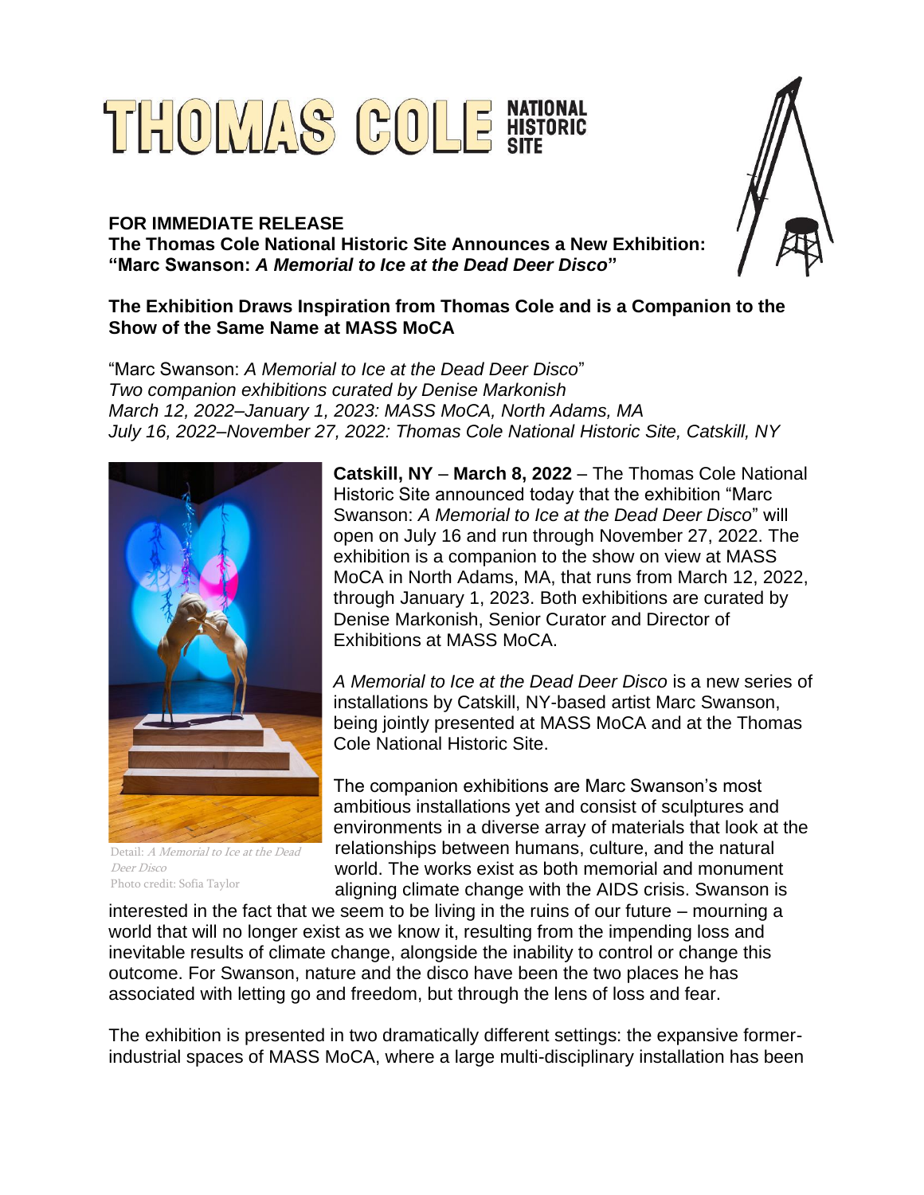# THOMAS COLE NATIONAL HISTORIC SITE

**FOR IMMEDIATE RELEASE**
**The Thomas Cole National Historic Site Announces a New Exhibition: "Marc Swanson: *A Memorial to Ice at the Dead Deer Disco*"**

**The Exhibition Draws Inspiration from Thomas Cole and is a Companion to the Show of the Same Name at MASS MoCA**

"Marc Swanson: *A Memorial to Ice at the Dead Deer Disco*"
*Two companion exhibitions curated by Denise Markonish*
*March 12, 2022–January 1, 2023: MASS MoCA, North Adams, MA*
*July 16, 2022–November 27, 2022: Thomas Cole National Historic Site, Catskill, NY*

Detail: *A Memorial to Ice at the Dead Deer Disco*
Photo credit: Sofia Taylor

**Catskill, NY** – **March 8, 2022** – The Thomas Cole National Historic Site announced today that the exhibition "Marc Swanson: *A Memorial to Ice at the Dead Deer Disco*" will open on July 16 and run through November 27, 2022. The exhibition is a companion to the show on view at MASS MoCA in North Adams, MA, that runs from March 12, 2022, through January 1, 2023. Both exhibitions are curated by Denise Markonish, Senior Curator and Director of Exhibitions at MASS MoCA.

*A Memorial to Ice at the Dead Deer Disco* is a new series of installations by Catskill, NY-based artist Marc Swanson, being jointly presented at MASS MoCA and at the Thomas Cole National Historic Site.

The companion exhibitions are Marc Swanson's most ambitious installations yet and consist of sculptures and environments in a diverse array of materials that look at the relationships between humans, culture, and the natural world. The works exist as both memorial and monument aligning climate change with the AIDS crisis. Swanson is interested in the fact that we seem to be living in the ruins of our future – mourning a world that will no longer exist as we know it, resulting from the impending loss and inevitable results of climate change, alongside the inability to control or change this outcome. For Swanson, nature and the disco have been the two places he has associated with letting go and freedom, but through the lens of loss and fear.

The exhibition is presented in two dramatically different settings: the expansive former-industrial spaces of MASS MoCA, where a large multi-disciplinary installation has been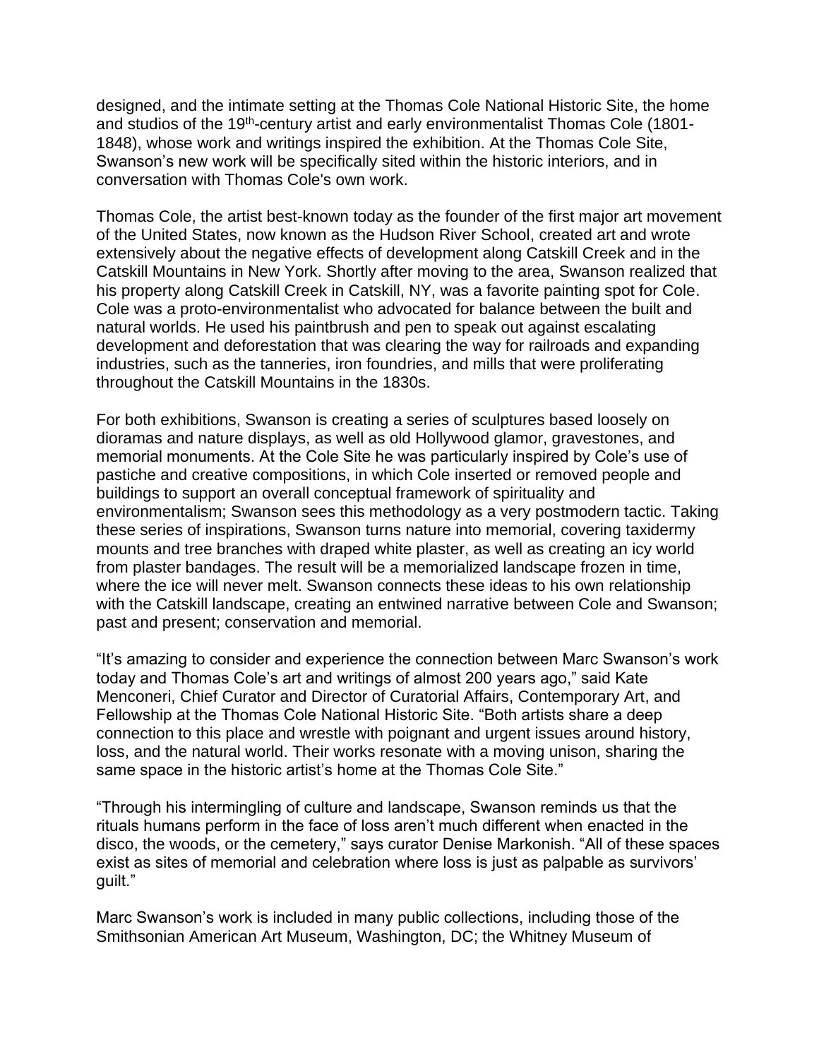designed, and the intimate setting at the Thomas Cole National Historic Site, the home and studios of the 19th-century artist and early environmentalist Thomas Cole (1801-1848), whose work and writings inspired the exhibition. At the Thomas Cole Site, Swanson's new work will be specifically sited within the historic interiors, and in conversation with Thomas Cole's own work.

Thomas Cole, the artist best-known today as the founder of the first major art movement of the United States, now known as the Hudson River School, created art and wrote extensively about the negative effects of development along Catskill Creek and in the Catskill Mountains in New York. Shortly after moving to the area, Swanson realized that his property along Catskill Creek in Catskill, NY, was a favorite painting spot for Cole. Cole was a proto-environmentalist who advocated for balance between the built and natural worlds. He used his paintbrush and pen to speak out against escalating development and deforestation that was clearing the way for railroads and expanding industries, such as the tanneries, iron foundries, and mills that were proliferating throughout the Catskill Mountains in the 1830s.

For both exhibitions, Swanson is creating a series of sculptures based loosely on dioramas and nature displays, as well as old Hollywood glamor, gravestones, and memorial monuments. At the Cole Site he was particularly inspired by Cole's use of pastiche and creative compositions, in which Cole inserted or removed people and buildings to support an overall conceptual framework of spirituality and environmentalism; Swanson sees this methodology as a very postmodern tactic. Taking these series of inspirations, Swanson turns nature into memorial, covering taxidermy mounts and tree branches with draped white plaster, as well as creating an icy world from plaster bandages. The result will be a memorialized landscape frozen in time, where the ice will never melt. Swanson connects these ideas to his own relationship with the Catskill landscape, creating an entwined narrative between Cole and Swanson; past and present; conservation and memorial.

"It's amazing to consider and experience the connection between Marc Swanson's work today and Thomas Cole's art and writings of almost 200 years ago," said Kate Menconeri, Chief Curator and Director of Curatorial Affairs, Contemporary Art, and Fellowship at the Thomas Cole National Historic Site. "Both artists share a deep connection to this place and wrestle with poignant and urgent issues around history, loss, and the natural world. Their works resonate with a moving unison, sharing the same space in the historic artist's home at the Thomas Cole Site."

"Through his intermingling of culture and landscape, Swanson reminds us that the rituals humans perform in the face of loss aren't much different when enacted in the disco, the woods, or the cemetery," says curator Denise Markonish. "All of these spaces exist as sites of memorial and celebration where loss is just as palpable as survivors' guilt."

Marc Swanson's work is included in many public collections, including those of the Smithsonian American Art Museum, Washington, DC; the Whitney Museum of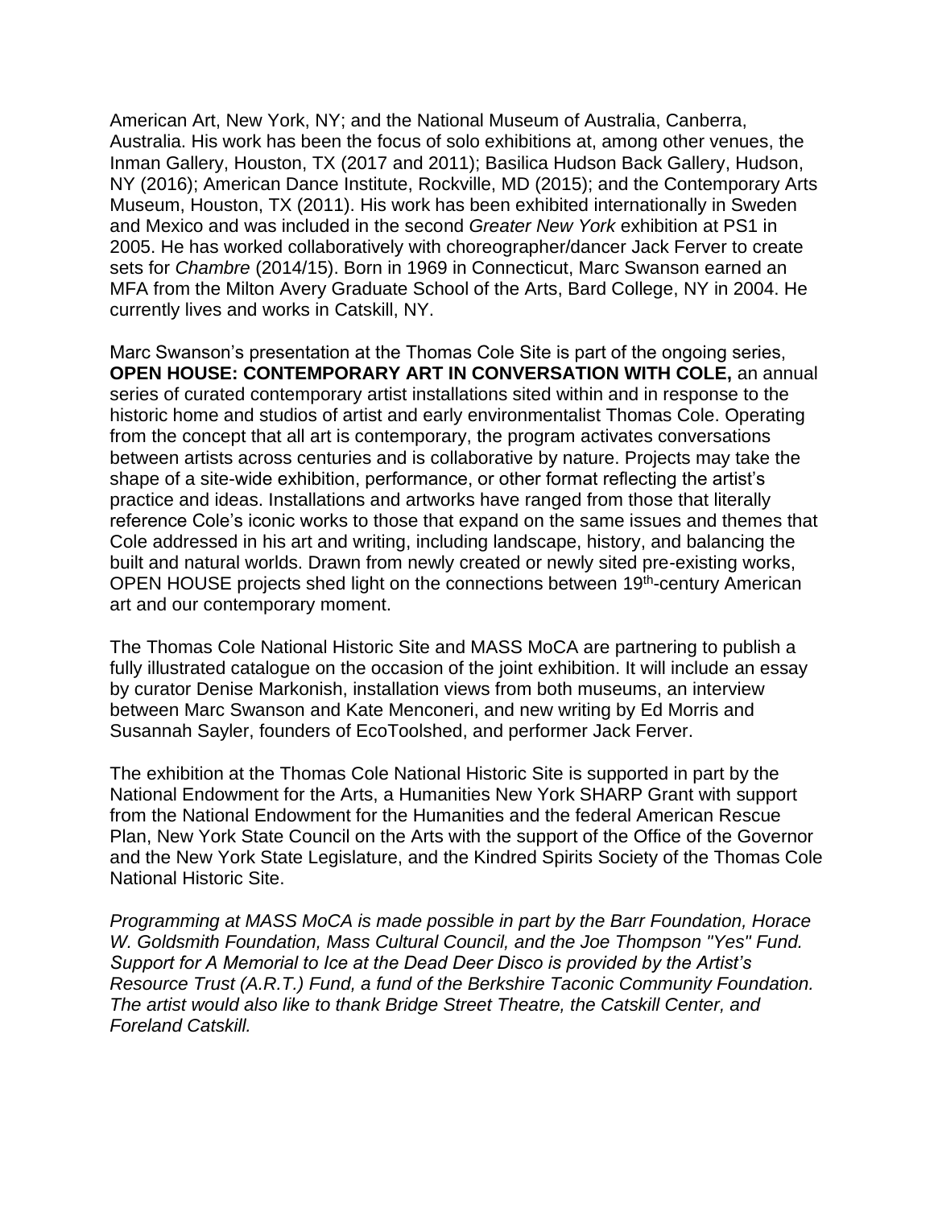American Art, New York, NY; and the National Museum of Australia, Canberra, Australia. His work has been the focus of solo exhibitions at, among other venues, the Inman Gallery, Houston, TX (2017 and 2011); Basilica Hudson Back Gallery, Hudson, NY (2016); American Dance Institute, Rockville, MD (2015); and the Contemporary Arts Museum, Houston, TX (2011). His work has been exhibited internationally in Sweden and Mexico and was included in the second *Greater New York* exhibition at PS1 in 2005. He has worked collaboratively with choreographer/dancer Jack Ferver to create sets for *Chambre* (2014/15). Born in 1969 in Connecticut, Marc Swanson earned an MFA from the Milton Avery Graduate School of the Arts, Bard College, NY in 2004. He currently lives and works in Catskill, NY.

Marc Swanson's presentation at the Thomas Cole Site is part of the ongoing series, **OPEN HOUSE: CONTEMPORARY ART IN CONVERSATION WITH COLE,** an annual series of curated contemporary artist installations sited within and in response to the historic home and studios of artist and early environmentalist Thomas Cole. Operating from the concept that all art is contemporary, the program activates conversations between artists across centuries and is collaborative by nature. Projects may take the shape of a site-wide exhibition, performance, or other format reflecting the artist's practice and ideas. Installations and artworks have ranged from those that literally reference Cole's iconic works to those that expand on the same issues and themes that Cole addressed in his art and writing, including landscape, history, and balancing the built and natural worlds. Drawn from newly created or newly sited pre-existing works, OPEN HOUSE projects shed light on the connections between 19th-century American art and our contemporary moment.

The Thomas Cole National Historic Site and MASS MoCA are partnering to publish a fully illustrated catalogue on the occasion of the joint exhibition. It will include an essay by curator Denise Markonish, installation views from both museums, an interview between Marc Swanson and Kate Menconeri, and new writing by Ed Morris and Susannah Sayler, founders of EcoToolshed, and performer Jack Ferver.

The exhibition at the Thomas Cole National Historic Site is supported in part by the National Endowment for the Arts, a Humanities New York SHARP Grant with support from the National Endowment for the Humanities and the federal American Rescue Plan, New York State Council on the Arts with the support of the Office of the Governor and the New York State Legislature, and the Kindred Spirits Society of the Thomas Cole National Historic Site.

*Programming at MASS MoCA is made possible in part by the Barr Foundation, Horace W. Goldsmith Foundation, Mass Cultural Council, and the Joe Thompson "Yes" Fund. Support for A Memorial to Ice at the Dead Deer Disco is provided by the Artist's Resource Trust (A.R.T.) Fund, a fund of the Berkshire Taconic Community Foundation. The artist would also like to thank Bridge Street Theatre, the Catskill Center, and Foreland Catskill.*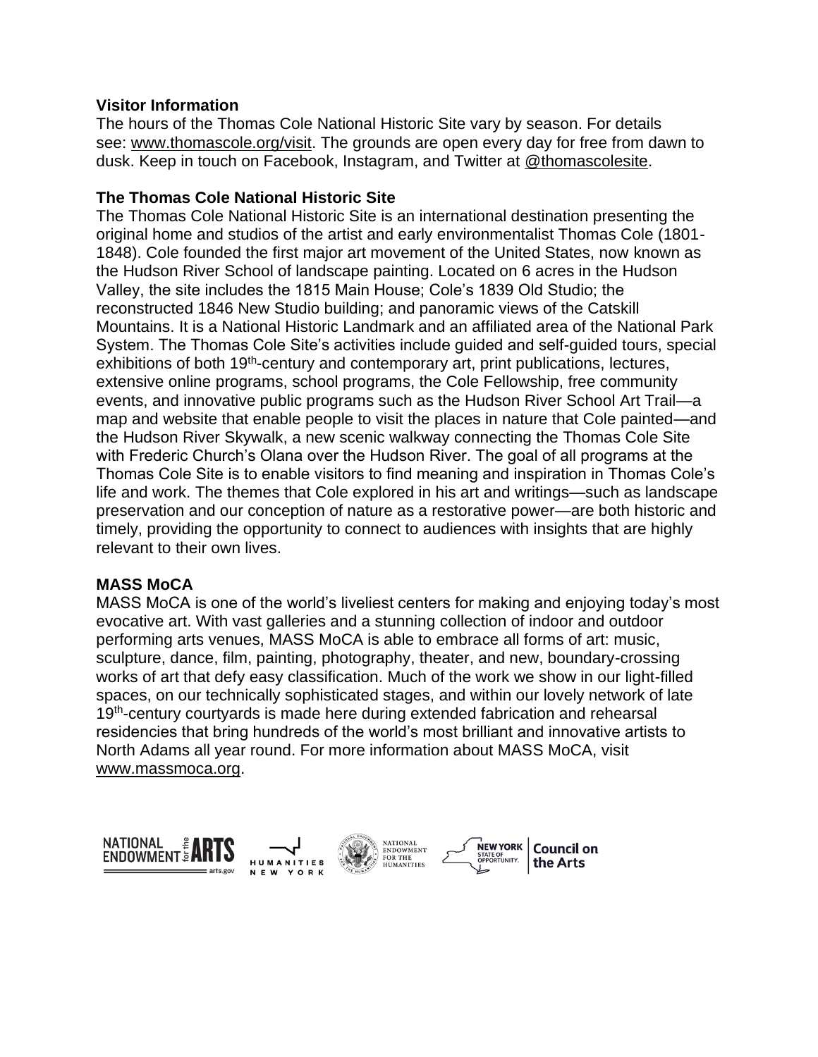**Visitor Information**

The hours of the Thomas Cole National Historic Site vary by season. For details see: www.thomascole.org/visit. The grounds are open every day for free from dawn to dusk. Keep in touch on Facebook, Instagram, and Twitter at @thomascolesite.

**The Thomas Cole National Historic Site**

The Thomas Cole National Historic Site is an international destination presenting the original home and studios of the artist and early environmentalist Thomas Cole (1801-1848). Cole founded the first major art movement of the United States, now known as the Hudson River School of landscape painting. Located on 6 acres in the Hudson Valley, the site includes the 1815 Main House; Cole's 1839 Old Studio; the reconstructed 1846 New Studio building; and panoramic views of the Catskill Mountains. It is a National Historic Landmark and an affiliated area of the National Park System. The Thomas Cole Site's activities include guided and self-guided tours, special exhibitions of both 19th-century and contemporary art, print publications, lectures, extensive online programs, school programs, the Cole Fellowship, free community events, and innovative public programs such as the Hudson River School Art Trail—a map and website that enable people to visit the places in nature that Cole painted—and the Hudson River Skywalk, a new scenic walkway connecting the Thomas Cole Site with Frederic Church's Olana over the Hudson River. The goal of all programs at the Thomas Cole Site is to enable visitors to find meaning and inspiration in Thomas Cole's life and work. The themes that Cole explored in his art and writings—such as landscape preservation and our conception of nature as a restorative power—are both historic and timely, providing the opportunity to connect to audiences with insights that are highly relevant to their own lives.

**MASS MoCA**

MASS MoCA is one of the world's liveliest centers for making and enjoying today's most evocative art. With vast galleries and a stunning collection of indoor and outdoor performing arts venues, MASS MoCA is able to embrace all forms of art: music, sculpture, dance, film, painting, photography, theater, and new, boundary-crossing works of art that defy easy classification. Much of the work we show in our light-filled spaces, on our technically sophisticated stages, and within our lovely network of late 19th-century courtyards is made here during extended fabrication and rehearsal residencies that bring hundreds of the world's most brilliant and innovative artists to North Adams all year round. For more information about MASS MoCA, visit www.massmoca.org.

NATIONAL ENDOWMENT for the ARTS arts.gov HUMANITIES NEW YORK NATIONAL ENDOWMENT FOR THE HUMANITIES NEW YORK STATE OF OPPORTUNITY. Council on the Arts